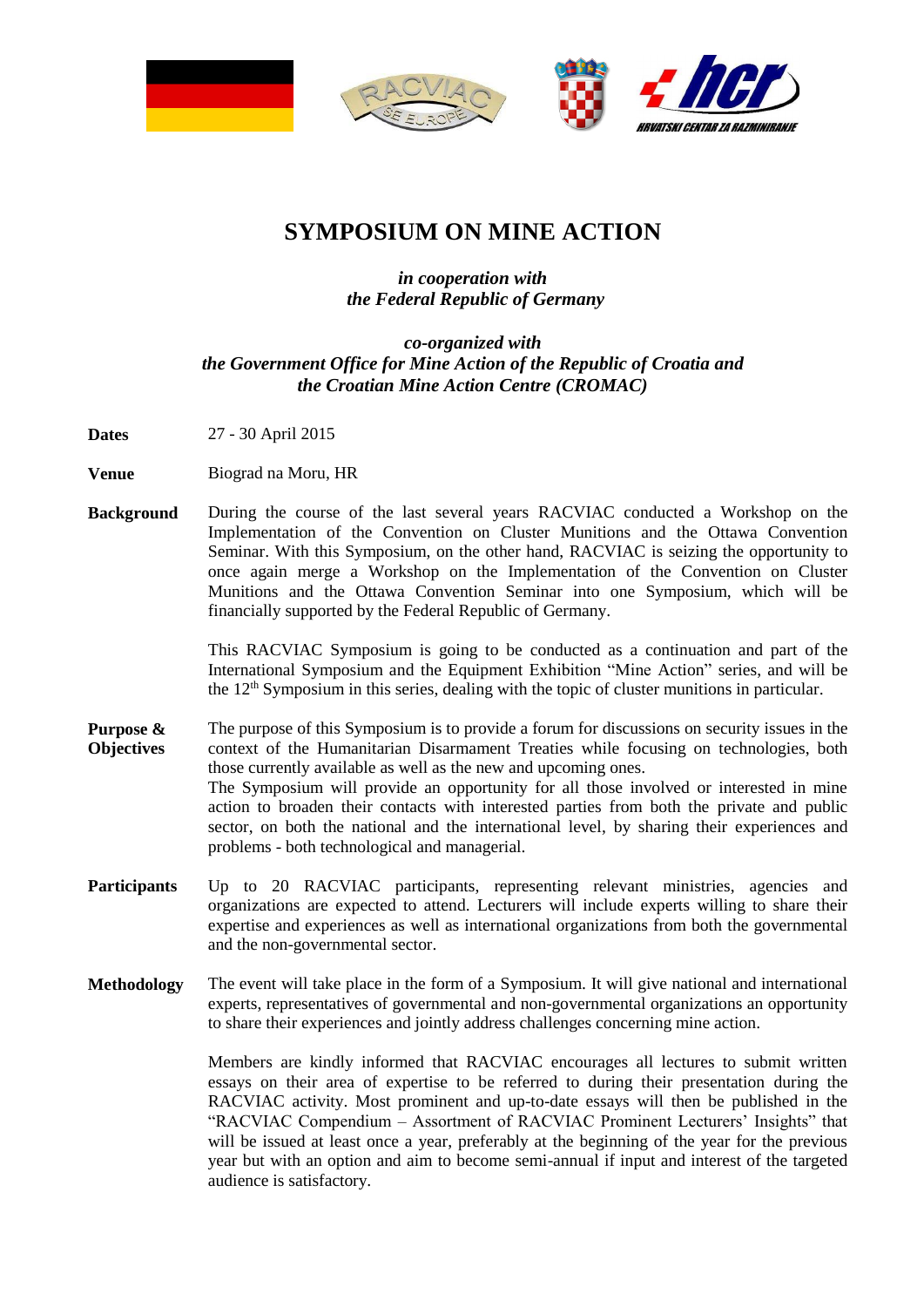# SYMPOSIUM ON MINE ACTION

*in cooperation with*
*the Federal Republic of Germany*

*co-organized with*
*the Government Office for Mine Action of the Republic of Croatia and*
*the Croatian Mine Action Centre (CROMAC)*

**Dates** 27 - 30 April 2015

**Venue** Biograd na Moru, HR

**Background** During the course of the last several years RACVIAC conducted a Workshop on the Implementation of the Convention on Cluster Munitions and the Ottawa Convention Seminar. With this Symposium, on the other hand, RACVIAC is seizing the opportunity to once again merge a Workshop on the Implementation of the Convention on Cluster Munitions and the Ottawa Convention Seminar into one Symposium, which will be financially supported by the Federal Republic of Germany.

This RACVIAC Symposium is going to be conducted as a continuation and part of the International Symposium and the Equipment Exhibition "Mine Action" series, and will be the 12th Symposium in this series, dealing with the topic of cluster munitions in particular.

**Purpose & Objectives** The purpose of this Symposium is to provide a forum for discussions on security issues in the context of the Humanitarian Disarmament Treaties while focusing on technologies, both those currently available as well as the new and upcoming ones.
The Symposium will provide an opportunity for all those involved or interested in mine action to broaden their contacts with interested parties from both the private and public sector, on both the national and the international level, by sharing their experiences and problems - both technological and managerial.

**Participants** Up to 20 RACVIAC participants, representing relevant ministries, agencies and organizations are expected to attend. Lecturers will include experts willing to share their expertise and experiences as well as international organizations from both the governmental and the non-governmental sector.

**Methodology** The event will take place in the form of a Symposium. It will give national and international experts, representatives of governmental and non-governmental organizations an opportunity to share their experiences and jointly address challenges concerning mine action.

Members are kindly informed that RACVIAC encourages all lectures to submit written essays on their area of expertise to be referred to during their presentation during the RACVIAC activity. Most prominent and up-to-date essays will then be published in the "RACVIAC Compendium – Assortment of RACVIAC Prominent Lecturers' Insights" that will be issued at least once a year, preferably at the beginning of the year for the previous year but with an option and aim to become semi-annual if input and interest of the targeted audience is satisfactory.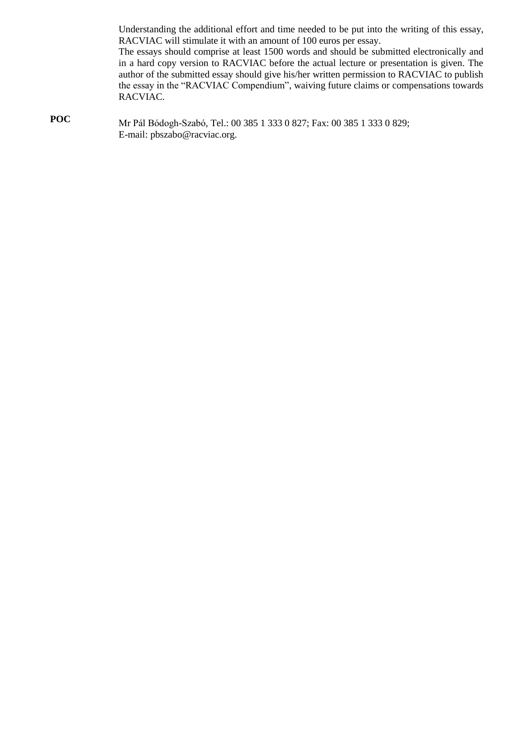Understanding the additional effort and time needed to be put into the writing of this essay, RACVIAC will stimulate it with an amount of 100 euros per essay.

The essays should comprise at least 1500 words and should be submitted electronically and in a hard copy version to RACVIAC before the actual lecture or presentation is given. The author of the submitted essay should give his/her written permission to RACVIAC to publish the essay in the "RACVIAC Compendium", waiving future claims or compensations towards RACVIAC.

**POC**

Mr Pál Bódogh-Szabó, Tel.: 00 385 1 333 0 827; Fax: 00 385 1 333 0 829;
E-mail: pbszabo@racviac.org.